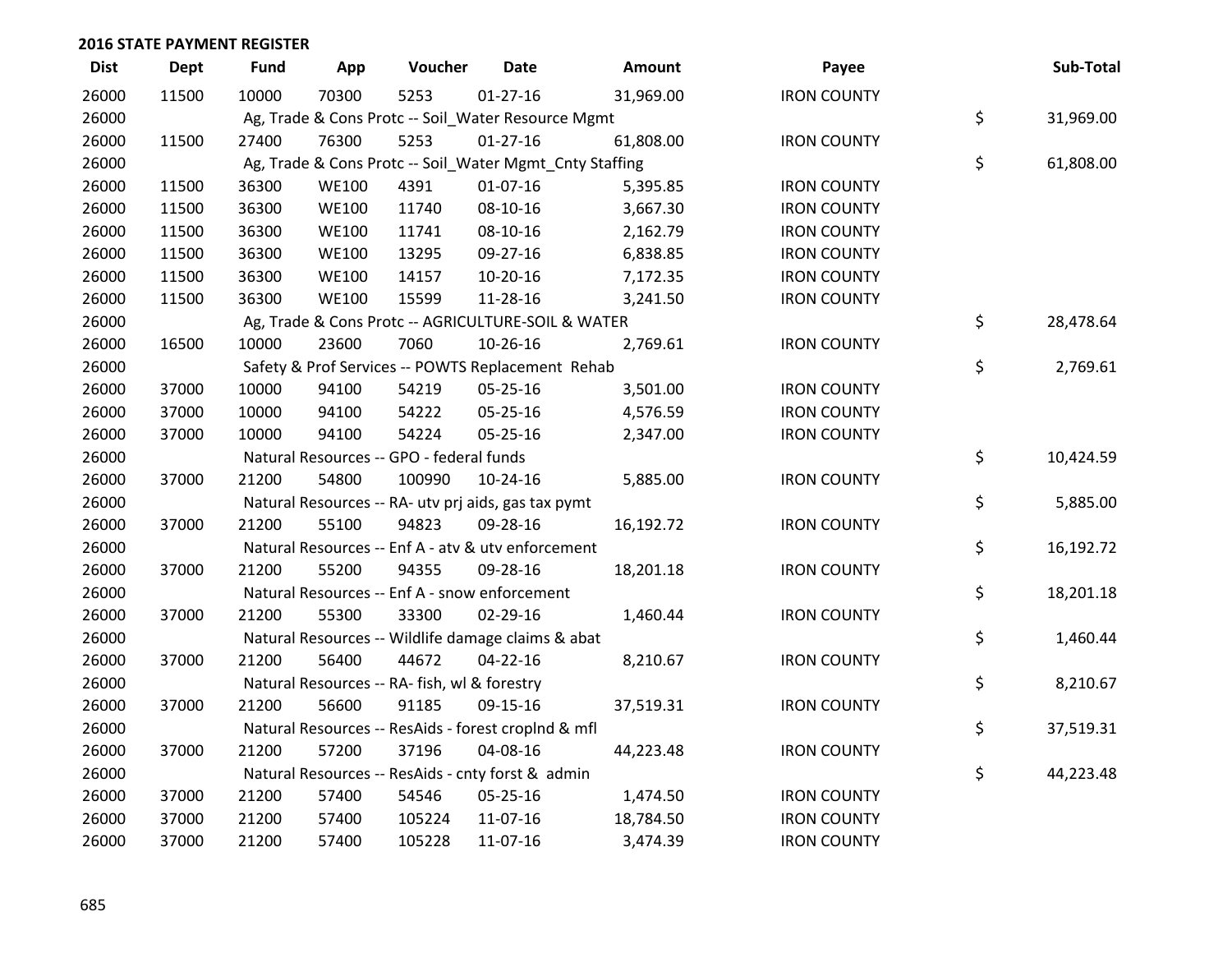## 2016 STATE PAYMENT REGISTER

| Dist | Dept | Fund | App | Voucher | Date | Amount | Payee | Sub-Total |
|---|---|---|---|---|---|---|---|---|
| 26000 | 11500 | 10000 | 70300 | 5253 | 01-27-16 | 31,969.00 | IRON COUNTY | |
| 26000 | | Ag, Trade & Cons Protc -- Soil_Water Resource Mgmt | | | | | | $ 31,969.00 |
| 26000 | 11500 | 27400 | 76300 | 5253 | 01-27-16 | 61,808.00 | IRON COUNTY | |
| 26000 | | Ag, Trade & Cons Protc -- Soil_Water Mgmt_Cnty Staffing | | | | | | $ 61,808.00 |
| 26000 | 11500 | 36300 | WE100 | 4391 | 01-07-16 | 5,395.85 | IRON COUNTY | |
| 26000 | 11500 | 36300 | WE100 | 11740 | 08-10-16 | 3,667.30 | IRON COUNTY | |
| 26000 | 11500 | 36300 | WE100 | 11741 | 08-10-16 | 2,162.79 | IRON COUNTY | |
| 26000 | 11500 | 36300 | WE100 | 13295 | 09-27-16 | 6,838.85 | IRON COUNTY | |
| 26000 | 11500 | 36300 | WE100 | 14157 | 10-20-16 | 7,172.35 | IRON COUNTY | |
| 26000 | 11500 | 36300 | WE100 | 15599 | 11-28-16 | 3,241.50 | IRON COUNTY | |
| 26000 | | Ag, Trade & Cons Protc -- AGRICULTURE-SOIL & WATER | | | | | | $ 28,478.64 |
| 26000 | 16500 | 10000 | 23600 | 7060 | 10-26-16 | 2,769.61 | IRON COUNTY | |
| 26000 | | Safety & Prof Services -- POWTS Replacement Rehab | | | | | | $ 2,769.61 |
| 26000 | 37000 | 10000 | 94100 | 54219 | 05-25-16 | 3,501.00 | IRON COUNTY | |
| 26000 | 37000 | 10000 | 94100 | 54222 | 05-25-16 | 4,576.59 | IRON COUNTY | |
| 26000 | 37000 | 10000 | 94100 | 54224 | 05-25-16 | 2,347.00 | IRON COUNTY | |
| 26000 | | Natural Resources -- GPO - federal funds | | | | | | $ 10,424.59 |
| 26000 | 37000 | 21200 | 54800 | 100990 | 10-24-16 | 5,885.00 | IRON COUNTY | |
| 26000 | | Natural Resources -- RA- utv prj aids, gas tax pymt | | | | | | $ 5,885.00 |
| 26000 | 37000 | 21200 | 55100 | 94823 | 09-28-16 | 16,192.72 | IRON COUNTY | |
| 26000 | | Natural Resources -- Enf A - atv & utv enforcement | | | | | | $ 16,192.72 |
| 26000 | 37000 | 21200 | 55200 | 94355 | 09-28-16 | 18,201.18 | IRON COUNTY | |
| 26000 | | Natural Resources -- Enf A - snow enforcement | | | | | | $ 18,201.18 |
| 26000 | 37000 | 21200 | 55300 | 33300 | 02-29-16 | 1,460.44 | IRON COUNTY | |
| 26000 | | Natural Resources -- Wildlife damage claims & abat | | | | | | $ 1,460.44 |
| 26000 | 37000 | 21200 | 56400 | 44672 | 04-22-16 | 8,210.67 | IRON COUNTY | |
| 26000 | | Natural Resources -- RA- fish, wl & forestry | | | | | | $ 8,210.67 |
| 26000 | 37000 | 21200 | 56600 | 91185 | 09-15-16 | 37,519.31 | IRON COUNTY | |
| 26000 | | Natural Resources -- ResAids - forest croplnd & mfl | | | | | | $ 37,519.31 |
| 26000 | 37000 | 21200 | 57200 | 37196 | 04-08-16 | 44,223.48 | IRON COUNTY | |
| 26000 | | Natural Resources -- ResAids - cnty forst & admin | | | | | | $ 44,223.48 |
| 26000 | 37000 | 21200 | 57400 | 54546 | 05-25-16 | 1,474.50 | IRON COUNTY | |
| 26000 | 37000 | 21200 | 57400 | 105224 | 11-07-16 | 18,784.50 | IRON COUNTY | |
| 26000 | 37000 | 21200 | 57400 | 105228 | 11-07-16 | 3,474.39 | IRON COUNTY | |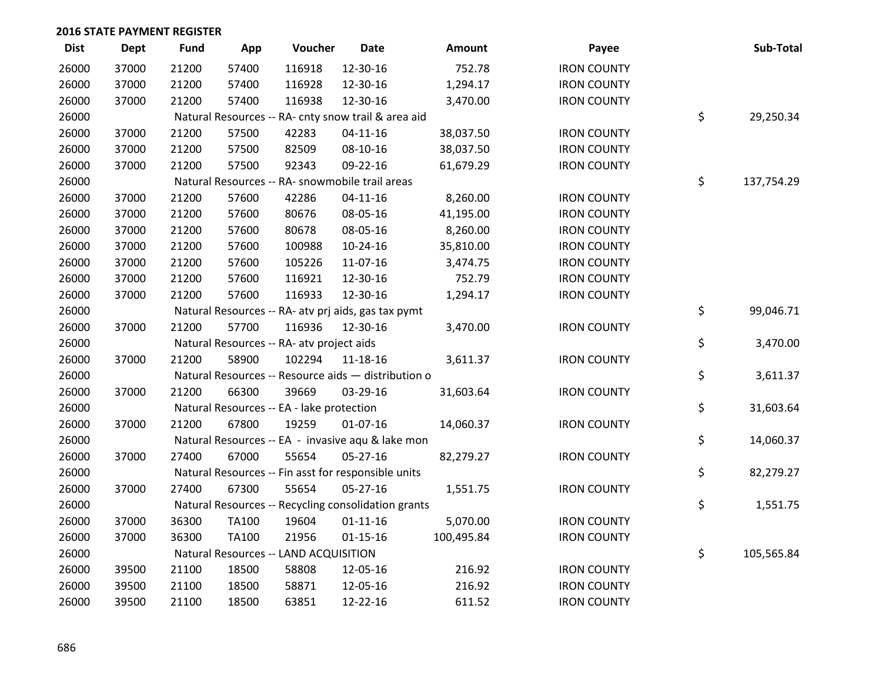## 2016 STATE PAYMENT REGISTER

| Dist | Dept | Fund | App | Voucher | Date | Amount | Payee | Sub-Total |
|---|---|---|---|---|---|---|---|---|
| 26000 | 37000 | 21200 | 57400 | 116918 | 12-30-16 | 752.78 | IRON COUNTY | |
| 26000 | 37000 | 21200 | 57400 | 116928 | 12-30-16 | 1,294.17 | IRON COUNTY | |
| 26000 | 37000 | 21200 | 57400 | 116938 | 12-30-16 | 3,470.00 | IRON COUNTY | |
| 26000 | | Natural Resources -- RA- cnty snow trail & area aid | | | | | | $ 29,250.34 |
| 26000 | 37000 | 21200 | 57500 | 42283 | 04-11-16 | 38,037.50 | IRON COUNTY | |
| 26000 | 37000 | 21200 | 57500 | 82509 | 08-10-16 | 38,037.50 | IRON COUNTY | |
| 26000 | 37000 | 21200 | 57500 | 92343 | 09-22-16 | 61,679.29 | IRON COUNTY | |
| 26000 | | Natural Resources -- RA- snowmobile trail areas | | | | | | $ 137,754.29 |
| 26000 | 37000 | 21200 | 57600 | 42286 | 04-11-16 | 8,260.00 | IRON COUNTY | |
| 26000 | 37000 | 21200 | 57600 | 80676 | 08-05-16 | 41,195.00 | IRON COUNTY | |
| 26000 | 37000 | 21200 | 57600 | 80678 | 08-05-16 | 8,260.00 | IRON COUNTY | |
| 26000 | 37000 | 21200 | 57600 | 100988 | 10-24-16 | 35,810.00 | IRON COUNTY | |
| 26000 | 37000 | 21200 | 57600 | 105226 | 11-07-16 | 3,474.75 | IRON COUNTY | |
| 26000 | 37000 | 21200 | 57600 | 116921 | 12-30-16 | 752.79 | IRON COUNTY | |
| 26000 | 37000 | 21200 | 57600 | 116933 | 12-30-16 | 1,294.17 | IRON COUNTY | |
| 26000 | | Natural Resources -- RA- atv prj aids, gas tax pymt | | | | | | $ 99,046.71 |
| 26000 | 37000 | 21200 | 57700 | 116936 | 12-30-16 | 3,470.00 | IRON COUNTY | |
| 26000 | | Natural Resources -- RA- atv project aids | | | | | | $ 3,470.00 |
| 26000 | 37000 | 21200 | 58900 | 102294 | 11-18-16 | 3,611.37 | IRON COUNTY | |
| 26000 | | Natural Resources -- Resource aids — distribution o | | | | | | $ 3,611.37 |
| 26000 | 37000 | 21200 | 66300 | 39669 | 03-29-16 | 31,603.64 | IRON COUNTY | |
| 26000 | | Natural Resources -- EA - lake protection | | | | | | $ 31,603.64 |
| 26000 | 37000 | 21200 | 67800 | 19259 | 01-07-16 | 14,060.37 | IRON COUNTY | |
| 26000 | | Natural Resources -- EA - invasive aqu & lake mon | | | | | | $ 14,060.37 |
| 26000 | 37000 | 27400 | 67000 | 55654 | 05-27-16 | 82,279.27 | IRON COUNTY | |
| 26000 | | Natural Resources -- Fin asst for responsible units | | | | | | $ 82,279.27 |
| 26000 | 37000 | 27400 | 67300 | 55654 | 05-27-16 | 1,551.75 | IRON COUNTY | |
| 26000 | | Natural Resources -- Recycling consolidation grants | | | | | | $ 1,551.75 |
| 26000 | 37000 | 36300 | TA100 | 19604 | 01-11-16 | 5,070.00 | IRON COUNTY | |
| 26000 | 37000 | 36300 | TA100 | 21956 | 01-15-16 | 100,495.84 | IRON COUNTY | |
| 26000 | | Natural Resources -- LAND ACQUISITION | | | | | | $ 105,565.84 |
| 26000 | 39500 | 21100 | 18500 | 58808 | 12-05-16 | 216.92 | IRON COUNTY | |
| 26000 | 39500 | 21100 | 18500 | 58871 | 12-05-16 | 216.92 | IRON COUNTY | |
| 26000 | 39500 | 21100 | 18500 | 63851 | 12-22-16 | 611.52 | IRON COUNTY | |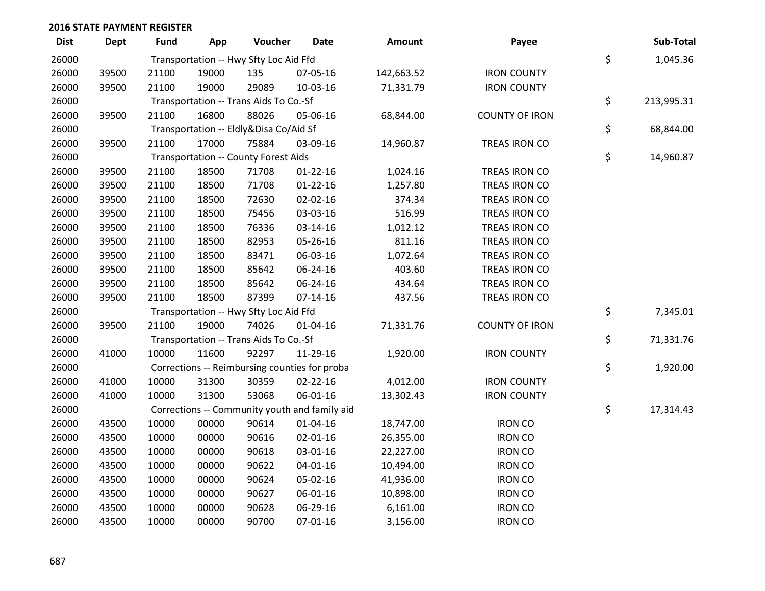## 2016 STATE PAYMENT REGISTER

| Dist | Dept | Fund | App | Voucher | Date | Amount | Payee | | Sub-Total |
|---|---|---|---|---|---|---|---|---|---|
| 26000 | | Transportation -- Hwy Sfty Loc Aid Ffd | | | | | | $ | 1,045.36 |
| 26000 | 39500 | 21100 | 19000 | 135 | 07-05-16 | 142,663.52 | IRON COUNTY | | |
| 26000 | 39500 | 21100 | 19000 | 29089 | 10-03-16 | 71,331.79 | IRON COUNTY | | |
| 26000 | | Transportation -- Trans Aids To Co.-Sf | | | | | | $ | 213,995.31 |
| 26000 | 39500 | 21100 | 16800 | 88026 | 05-06-16 | 68,844.00 | COUNTY OF IRON | | |
| 26000 | | Transportation -- Eldly&Disa Co/Aid Sf | | | | | | $ | 68,844.00 |
| 26000 | 39500 | 21100 | 17000 | 75884 | 03-09-16 | 14,960.87 | TREAS IRON CO | | |
| 26000 | | Transportation -- County Forest Aids | | | | | | $ | 14,960.87 |
| 26000 | 39500 | 21100 | 18500 | 71708 | 01-22-16 | 1,024.16 | TREAS IRON CO | | |
| 26000 | 39500 | 21100 | 18500 | 71708 | 01-22-16 | 1,257.80 | TREAS IRON CO | | |
| 26000 | 39500 | 21100 | 18500 | 72630 | 02-02-16 | 374.34 | TREAS IRON CO | | |
| 26000 | 39500 | 21100 | 18500 | 75456 | 03-03-16 | 516.99 | TREAS IRON CO | | |
| 26000 | 39500 | 21100 | 18500 | 76336 | 03-14-16 | 1,012.12 | TREAS IRON CO | | |
| 26000 | 39500 | 21100 | 18500 | 82953 | 05-26-16 | 811.16 | TREAS IRON CO | | |
| 26000 | 39500 | 21100 | 18500 | 83471 | 06-03-16 | 1,072.64 | TREAS IRON CO | | |
| 26000 | 39500 | 21100 | 18500 | 85642 | 06-24-16 | 403.60 | TREAS IRON CO | | |
| 26000 | 39500 | 21100 | 18500 | 85642 | 06-24-16 | 434.64 | TREAS IRON CO | | |
| 26000 | 39500 | 21100 | 18500 | 87399 | 07-14-16 | 437.56 | TREAS IRON CO | | |
| 26000 | | Transportation -- Hwy Sfty Loc Aid Ffd | | | | | | $ | 7,345.01 |
| 26000 | 39500 | 21100 | 19000 | 74026 | 01-04-16 | 71,331.76 | COUNTY OF IRON | | |
| 26000 | | Transportation -- Trans Aids To Co.-Sf | | | | | | $ | 71,331.76 |
| 26000 | 41000 | 10000 | 11600 | 92297 | 11-29-16 | 1,920.00 | IRON COUNTY | | |
| 26000 | | Corrections -- Reimbursing counties for proba | | | | | | $ | 1,920.00 |
| 26000 | 41000 | 10000 | 31300 | 30359 | 02-22-16 | 4,012.00 | IRON COUNTY | | |
| 26000 | 41000 | 10000 | 31300 | 53068 | 06-01-16 | 13,302.43 | IRON COUNTY | | |
| 26000 | | Corrections -- Community youth and family aid | | | | | | $ | 17,314.43 |
| 26000 | 43500 | 10000 | 00000 | 90614 | 01-04-16 | 18,747.00 | IRON CO | | |
| 26000 | 43500 | 10000 | 00000 | 90616 | 02-01-16 | 26,355.00 | IRON CO | | |
| 26000 | 43500 | 10000 | 00000 | 90618 | 03-01-16 | 22,227.00 | IRON CO | | |
| 26000 | 43500 | 10000 | 00000 | 90622 | 04-01-16 | 10,494.00 | IRON CO | | |
| 26000 | 43500 | 10000 | 00000 | 90624 | 05-02-16 | 41,936.00 | IRON CO | | |
| 26000 | 43500 | 10000 | 00000 | 90627 | 06-01-16 | 10,898.00 | IRON CO | | |
| 26000 | 43500 | 10000 | 00000 | 90628 | 06-29-16 | 6,161.00 | IRON CO | | |
| 26000 | 43500 | 10000 | 00000 | 90700 | 07-01-16 | 3,156.00 | IRON CO | | |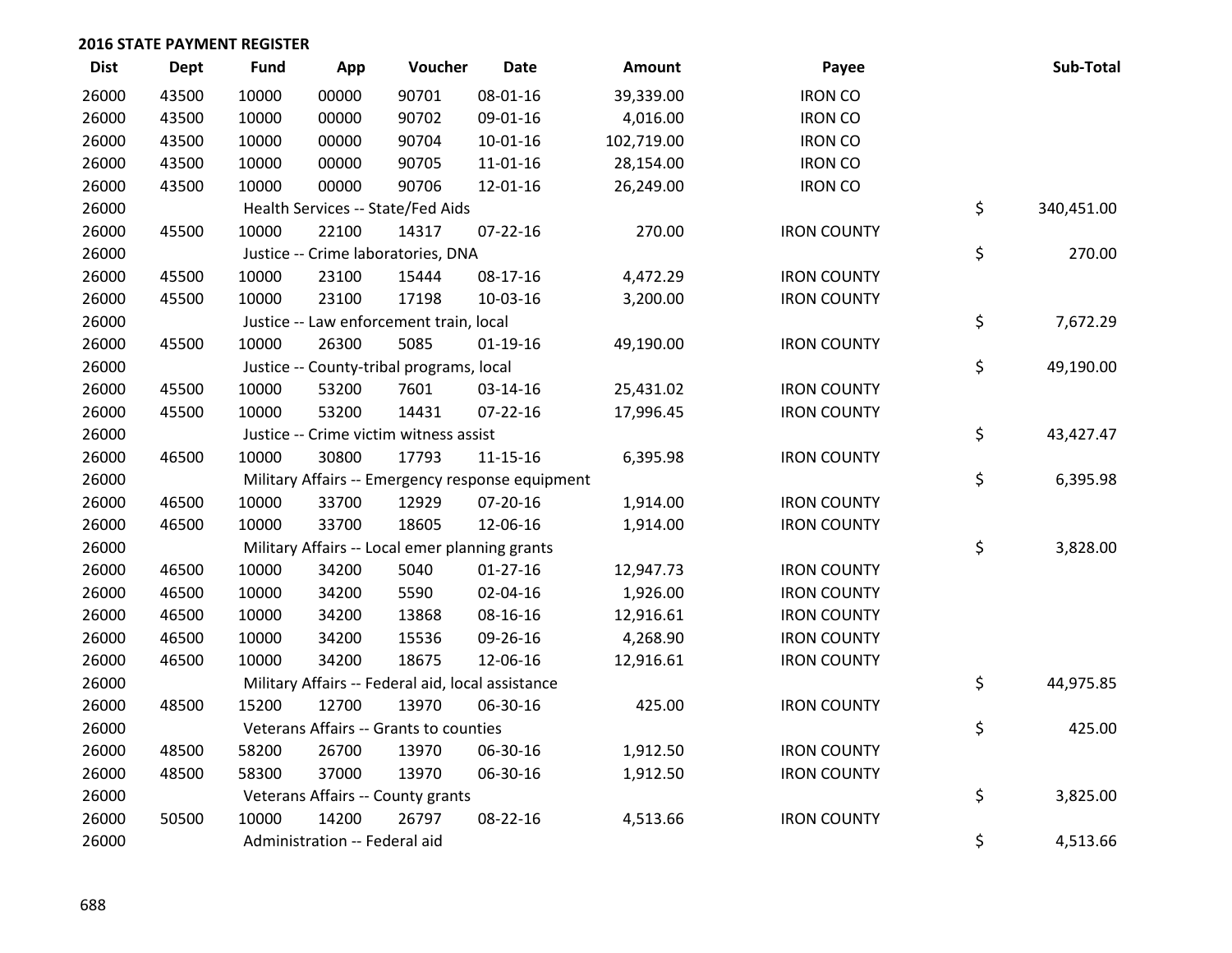## 2016 STATE PAYMENT REGISTER

| Dist | Dept | Fund | App | Voucher | Date | Amount | Payee | | Sub-Total |
|---|---|---|---|---|---|---|---|---|---|
| 26000 | 43500 | 10000 | 00000 | 90701 | 08-01-16 | 39,339.00 | IRON CO | | |
| 26000 | 43500 | 10000 | 00000 | 90702 | 09-01-16 | 4,016.00 | IRON CO | | |
| 26000 | 43500 | 10000 | 00000 | 90704 | 10-01-16 | 102,719.00 | IRON CO | | |
| 26000 | 43500 | 10000 | 00000 | 90705 | 11-01-16 | 28,154.00 | IRON CO | | |
| 26000 | 43500 | 10000 | 00000 | 90706 | 12-01-16 | 26,249.00 | IRON CO | | |
| 26000 | | Health Services -- State/Fed Aids | | | | | | $ | 340,451.00 |
| 26000 | 45500 | 10000 | 22100 | 14317 | 07-22-16 | 270.00 | IRON COUNTY | | |
| 26000 | | Justice -- Crime laboratories, DNA | | | | | | $ | 270.00 |
| 26000 | 45500 | 10000 | 23100 | 15444 | 08-17-16 | 4,472.29 | IRON COUNTY | | |
| 26000 | 45500 | 10000 | 23100 | 17198 | 10-03-16 | 3,200.00 | IRON COUNTY | | |
| 26000 | | Justice -- Law enforcement train, local | | | | | | $ | 7,672.29 |
| 26000 | 45500 | 10000 | 26300 | 5085 | 01-19-16 | 49,190.00 | IRON COUNTY | | |
| 26000 | | Justice -- County-tribal programs, local | | | | | | $ | 49,190.00 |
| 26000 | 45500 | 10000 | 53200 | 7601 | 03-14-16 | 25,431.02 | IRON COUNTY | | |
| 26000 | 45500 | 10000 | 53200 | 14431 | 07-22-16 | 17,996.45 | IRON COUNTY | | |
| 26000 | | Justice -- Crime victim witness assist | | | | | | $ | 43,427.47 |
| 26000 | 46500 | 10000 | 30800 | 17793 | 11-15-16 | 6,395.98 | IRON COUNTY | | |
| 26000 | | Military Affairs -- Emergency response equipment | | | | | | $ | 6,395.98 |
| 26000 | 46500 | 10000 | 33700 | 12929 | 07-20-16 | 1,914.00 | IRON COUNTY | | |
| 26000 | 46500 | 10000 | 33700 | 18605 | 12-06-16 | 1,914.00 | IRON COUNTY | | |
| 26000 | | Military Affairs -- Local emer planning grants | | | | | | $ | 3,828.00 |
| 26000 | 46500 | 10000 | 34200 | 5040 | 01-27-16 | 12,947.73 | IRON COUNTY | | |
| 26000 | 46500 | 10000 | 34200 | 5590 | 02-04-16 | 1,926.00 | IRON COUNTY | | |
| 26000 | 46500 | 10000 | 34200 | 13868 | 08-16-16 | 12,916.61 | IRON COUNTY | | |
| 26000 | 46500 | 10000 | 34200 | 15536 | 09-26-16 | 4,268.90 | IRON COUNTY | | |
| 26000 | 46500 | 10000 | 34200 | 18675 | 12-06-16 | 12,916.61 | IRON COUNTY | | |
| 26000 | | Military Affairs -- Federal aid, local assistance | | | | | | $ | 44,975.85 |
| 26000 | 48500 | 15200 | 12700 | 13970 | 06-30-16 | 425.00 | IRON COUNTY | | |
| 26000 | | Veterans Affairs -- Grants to counties | | | | | | $ | 425.00 |
| 26000 | 48500 | 58200 | 26700 | 13970 | 06-30-16 | 1,912.50 | IRON COUNTY | | |
| 26000 | 48500 | 58300 | 37000 | 13970 | 06-30-16 | 1,912.50 | IRON COUNTY | | |
| 26000 | | Veterans Affairs -- County grants | | | | | | $ | 3,825.00 |
| 26000 | 50500 | 10000 | 14200 | 26797 | 08-22-16 | 4,513.66 | IRON COUNTY | | |
| 26000 | | Administration -- Federal aid | | | | | | $ | 4,513.66 |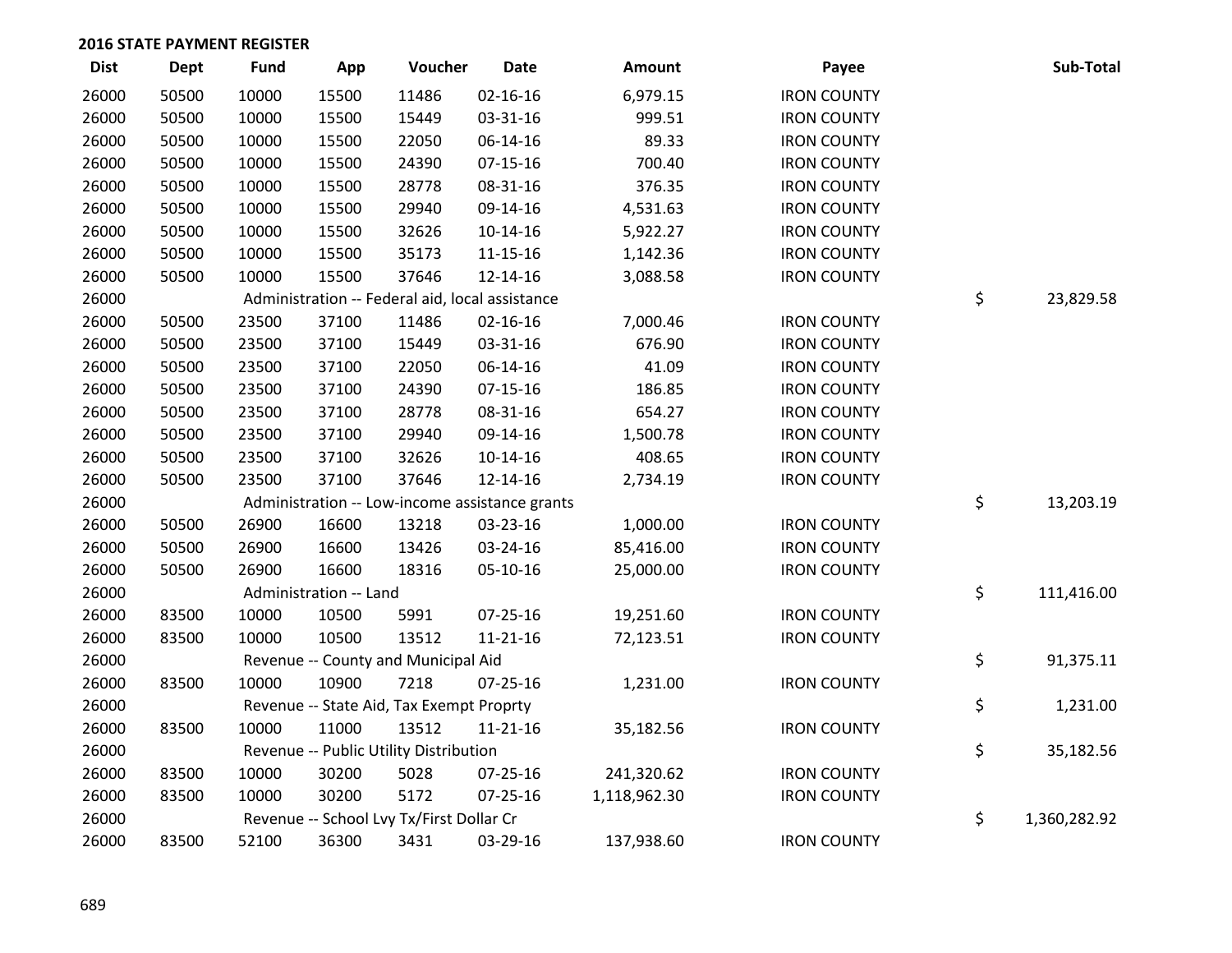## 2016 STATE PAYMENT REGISTER

| Dist | Dept | Fund | App | Voucher | Date | Amount | Payee | Sub-Total |
|---|---|---|---|---|---|---|---|---|
| 26000 | 50500 | 10000 | 15500 | 11486 | 02-16-16 | 6,979.15 | IRON COUNTY | |
| 26000 | 50500 | 10000 | 15500 | 15449 | 03-31-16 | 999.51 | IRON COUNTY | |
| 26000 | 50500 | 10000 | 15500 | 22050 | 06-14-16 | 89.33 | IRON COUNTY | |
| 26000 | 50500 | 10000 | 15500 | 24390 | 07-15-16 | 700.40 | IRON COUNTY | |
| 26000 | 50500 | 10000 | 15500 | 28778 | 08-31-16 | 376.35 | IRON COUNTY | |
| 26000 | 50500 | 10000 | 15500 | 29940 | 09-14-16 | 4,531.63 | IRON COUNTY | |
| 26000 | 50500 | 10000 | 15500 | 32626 | 10-14-16 | 5,922.27 | IRON COUNTY | |
| 26000 | 50500 | 10000 | 15500 | 35173 | 11-15-16 | 1,142.36 | IRON COUNTY | |
| 26000 | 50500 | 10000 | 15500 | 37646 | 12-14-16 | 3,088.58 | IRON COUNTY | |
| 26000 | | Administration -- Federal aid, local assistance | | | | | | $ 23,829.58 |
| 26000 | 50500 | 23500 | 37100 | 11486 | 02-16-16 | 7,000.46 | IRON COUNTY | |
| 26000 | 50500 | 23500 | 37100 | 15449 | 03-31-16 | 676.90 | IRON COUNTY | |
| 26000 | 50500 | 23500 | 37100 | 22050 | 06-14-16 | 41.09 | IRON COUNTY | |
| 26000 | 50500 | 23500 | 37100 | 24390 | 07-15-16 | 186.85 | IRON COUNTY | |
| 26000 | 50500 | 23500 | 37100 | 28778 | 08-31-16 | 654.27 | IRON COUNTY | |
| 26000 | 50500 | 23500 | 37100 | 29940 | 09-14-16 | 1,500.78 | IRON COUNTY | |
| 26000 | 50500 | 23500 | 37100 | 32626 | 10-14-16 | 408.65 | IRON COUNTY | |
| 26000 | 50500 | 23500 | 37100 | 37646 | 12-14-16 | 2,734.19 | IRON COUNTY | |
| 26000 | | Administration -- Low-income assistance grants | | | | | | $ 13,203.19 |
| 26000 | 50500 | 26900 | 16600 | 13218 | 03-23-16 | 1,000.00 | IRON COUNTY | |
| 26000 | 50500 | 26900 | 16600 | 13426 | 03-24-16 | 85,416.00 | IRON COUNTY | |
| 26000 | 50500 | 26900 | 16600 | 18316 | 05-10-16 | 25,000.00 | IRON COUNTY | |
| 26000 | | Administration -- Land | | | | | | $ 111,416.00 |
| 26000 | 83500 | 10000 | 10500 | 5991 | 07-25-16 | 19,251.60 | IRON COUNTY | |
| 26000 | 83500 | 10000 | 10500 | 13512 | 11-21-16 | 72,123.51 | IRON COUNTY | |
| 26000 | | Revenue -- County and Municipal Aid | | | | | | $ 91,375.11 |
| 26000 | 83500 | 10000 | 10900 | 7218 | 07-25-16 | 1,231.00 | IRON COUNTY | |
| 26000 | | Revenue -- State Aid, Tax Exempt Proprty | | | | | | $ 1,231.00 |
| 26000 | 83500 | 10000 | 11000 | 13512 | 11-21-16 | 35,182.56 | IRON COUNTY | |
| 26000 | | Revenue -- Public Utility Distribution | | | | | | $ 35,182.56 |
| 26000 | 83500 | 10000 | 30200 | 5028 | 07-25-16 | 241,320.62 | IRON COUNTY | |
| 26000 | 83500 | 10000 | 30200 | 5172 | 07-25-16 | 1,118,962.30 | IRON COUNTY | |
| 26000 | | Revenue -- School Lvy Tx/First Dollar Cr | | | | | | $ 1,360,282.92 |
| 26000 | 83500 | 52100 | 36300 | 3431 | 03-29-16 | 137,938.60 | IRON COUNTY | |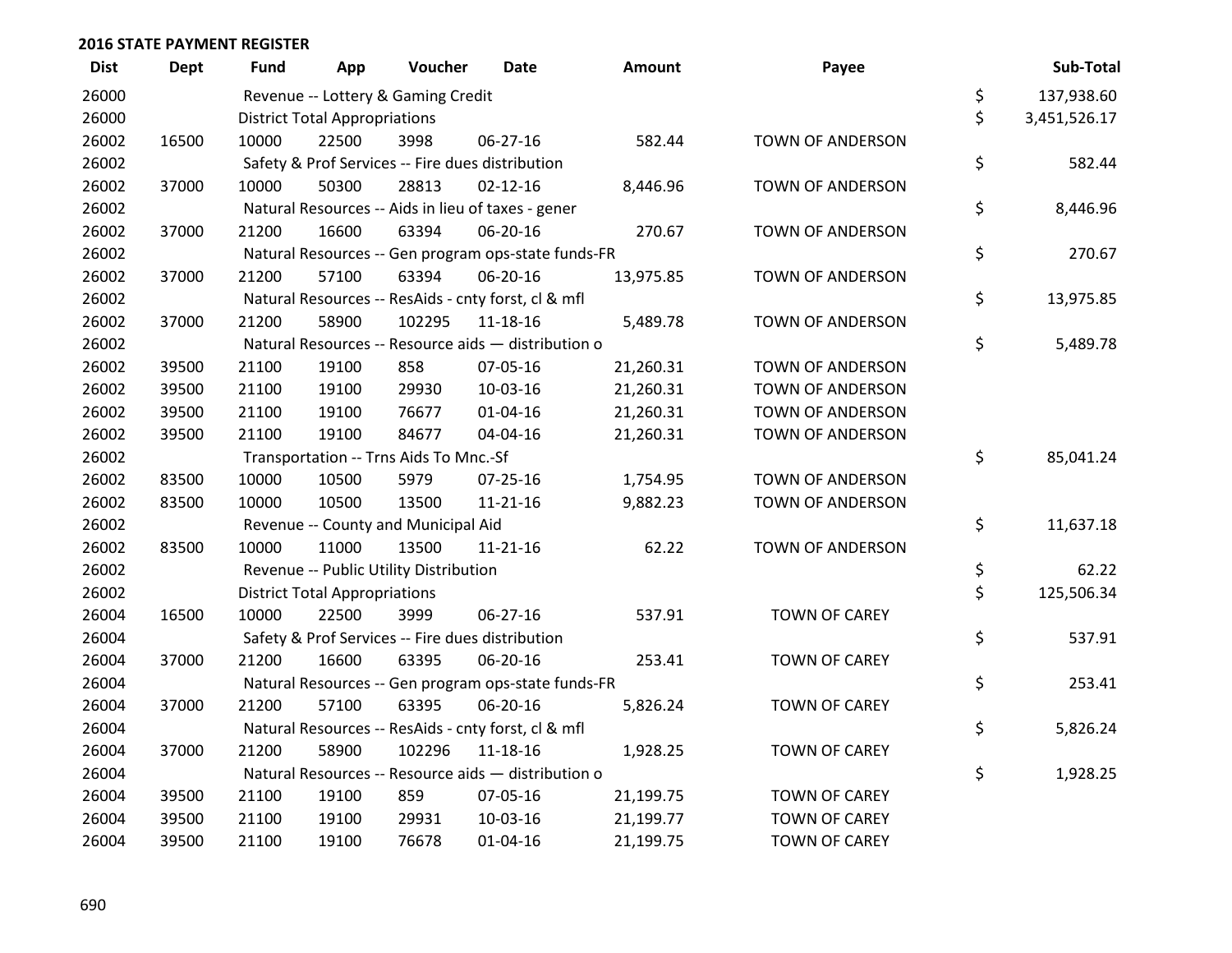## 2016 STATE PAYMENT REGISTER

| Dist | Dept | Fund | App | Voucher | Date | Amount | Payee | | Sub-Total |
|---|---|---|---|---|---|---|---|---|---|
| 26000 | | Revenue -- Lottery & Gaming Credit | | | | | | $ | 137,938.60 |
| 26000 | | District Total Appropriations | | | | | | $ | 3,451,526.17 |
| 26002 | 16500 | 10000 | 22500 | 3998 | 06-27-16 | 582.44 | TOWN OF ANDERSON | | |
| 26002 | | Safety & Prof Services -- Fire dues distribution | | | | | | $ | 582.44 |
| 26002 | 37000 | 10000 | 50300 | 28813 | 02-12-16 | 8,446.96 | TOWN OF ANDERSON | | |
| 26002 | | Natural Resources -- Aids in lieu of taxes - gener | | | | | | $ | 8,446.96 |
| 26002 | 37000 | 21200 | 16600 | 63394 | 06-20-16 | 270.67 | TOWN OF ANDERSON | | |
| 26002 | | Natural Resources -- Gen program ops-state funds-FR | | | | | | $ | 270.67 |
| 26002 | 37000 | 21200 | 57100 | 63394 | 06-20-16 | 13,975.85 | TOWN OF ANDERSON | | |
| 26002 | | Natural Resources -- ResAids - cnty forst, cl & mfl | | | | | | $ | 13,975.85 |
| 26002 | 37000 | 21200 | 58900 | 102295 | 11-18-16 | 5,489.78 | TOWN OF ANDERSON | | |
| 26002 | | Natural Resources -- Resource aids — distribution o | | | | | | $ | 5,489.78 |
| 26002 | 39500 | 21100 | 19100 | 858 | 07-05-16 | 21,260.31 | TOWN OF ANDERSON | | |
| 26002 | 39500 | 21100 | 19100 | 29930 | 10-03-16 | 21,260.31 | TOWN OF ANDERSON | | |
| 26002 | 39500 | 21100 | 19100 | 76677 | 01-04-16 | 21,260.31 | TOWN OF ANDERSON | | |
| 26002 | 39500 | 21100 | 19100 | 84677 | 04-04-16 | 21,260.31 | TOWN OF ANDERSON | | |
| 26002 | | Transportation -- Trns Aids To Mnc.-Sf | | | | | | $ | 85,041.24 |
| 26002 | 83500 | 10000 | 10500 | 5979 | 07-25-16 | 1,754.95 | TOWN OF ANDERSON | | |
| 26002 | 83500 | 10000 | 10500 | 13500 | 11-21-16 | 9,882.23 | TOWN OF ANDERSON | | |
| 26002 | | Revenue -- County and Municipal Aid | | | | | | $ | 11,637.18 |
| 26002 | 83500 | 10000 | 11000 | 13500 | 11-21-16 | 62.22 | TOWN OF ANDERSON | | |
| 26002 | | Revenue -- Public Utility Distribution | | | | | | $ | 62.22 |
| 26002 | | District Total Appropriations | | | | | | $ | 125,506.34 |
| 26004 | 16500 | 10000 | 22500 | 3999 | 06-27-16 | 537.91 | TOWN OF CAREY | | |
| 26004 | | Safety & Prof Services -- Fire dues distribution | | | | | | $ | 537.91 |
| 26004 | 37000 | 21200 | 16600 | 63395 | 06-20-16 | 253.41 | TOWN OF CAREY | | |
| 26004 | | Natural Resources -- Gen program ops-state funds-FR | | | | | | $ | 253.41 |
| 26004 | 37000 | 21200 | 57100 | 63395 | 06-20-16 | 5,826.24 | TOWN OF CAREY | | |
| 26004 | | Natural Resources -- ResAids - cnty forst, cl & mfl | | | | | | $ | 5,826.24 |
| 26004 | 37000 | 21200 | 58900 | 102296 | 11-18-16 | 1,928.25 | TOWN OF CAREY | | |
| 26004 | | Natural Resources -- Resource aids — distribution o | | | | | | $ | 1,928.25 |
| 26004 | 39500 | 21100 | 19100 | 859 | 07-05-16 | 21,199.75 | TOWN OF CAREY | | |
| 26004 | 39500 | 21100 | 19100 | 29931 | 10-03-16 | 21,199.77 | TOWN OF CAREY | | |
| 26004 | 39500 | 21100 | 19100 | 76678 | 01-04-16 | 21,199.75 | TOWN OF CAREY | | |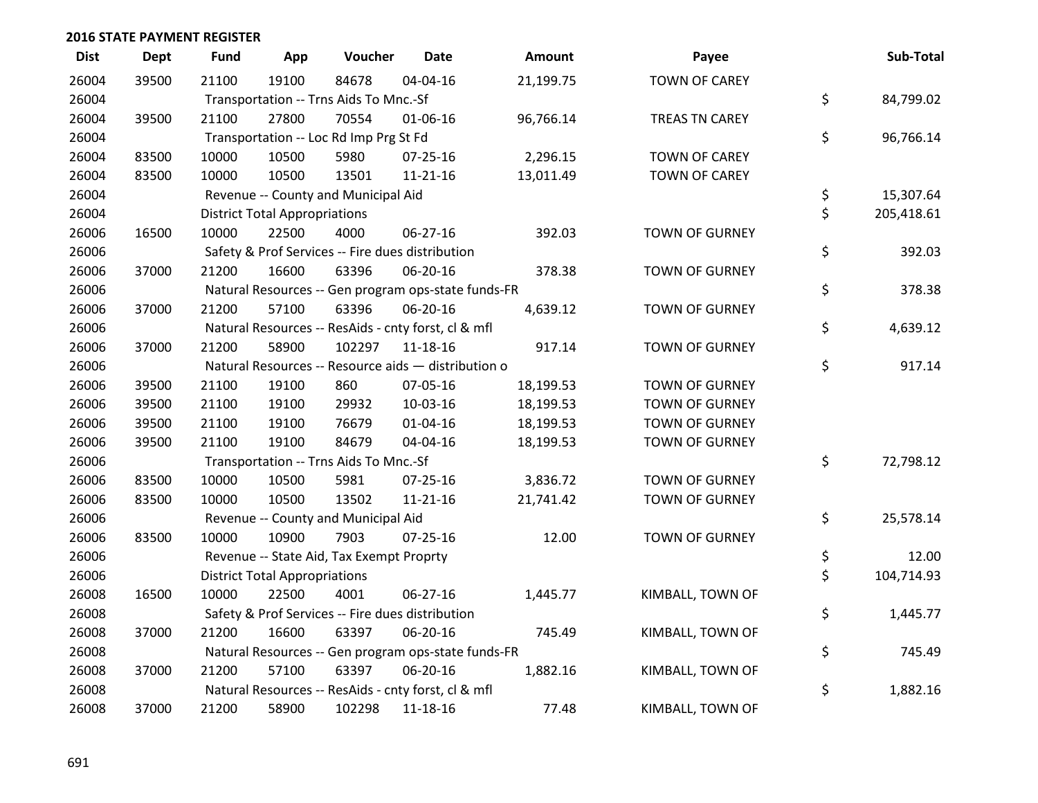## 2016 STATE PAYMENT REGISTER

| Dist | Dept | Fund | App | Voucher | Date | Amount | Payee | Sub-Total |
|---|---|---|---|---|---|---|---|---|
| 26004 | 39500 | 21100 | 19100 | 84678 | 04-04-16 | 21,199.75 | TOWN OF CAREY | |
| 26004 | | Transportation -- Trns Aids To Mnc.-Sf | | | | | | $ 84,799.02 |
| 26004 | 39500 | 21100 | 27800 | 70554 | 01-06-16 | 96,766.14 | TREAS TN CAREY | |
| 26004 | | Transportation -- Loc Rd Imp Prg St Fd | | | | | | $ 96,766.14 |
| 26004 | 83500 | 10000 | 10500 | 5980 | 07-25-16 | 2,296.15 | TOWN OF CAREY | |
| 26004 | 83500 | 10000 | 10500 | 13501 | 11-21-16 | 13,011.49 | TOWN OF CAREY | |
| 26004 | | Revenue -- County and Municipal Aid | | | | | | $ 15,307.64 |
| 26004 | | District Total Appropriations | | | | | | $ 205,418.61 |
| 26006 | 16500 | 10000 | 22500 | 4000 | 06-27-16 | 392.03 | TOWN OF GURNEY | |
| 26006 | | Safety & Prof Services -- Fire dues distribution | | | | | | $ 392.03 |
| 26006 | 37000 | 21200 | 16600 | 63396 | 06-20-16 | 378.38 | TOWN OF GURNEY | |
| 26006 | | Natural Resources -- Gen program ops-state funds-FR | | | | | | $ 378.38 |
| 26006 | 37000 | 21200 | 57100 | 63396 | 06-20-16 | 4,639.12 | TOWN OF GURNEY | |
| 26006 | | Natural Resources -- ResAids - cnty forst, cl & mfl | | | | | | $ 4,639.12 |
| 26006 | 37000 | 21200 | 58900 | 102297 | 11-18-16 | 917.14 | TOWN OF GURNEY | |
| 26006 | | Natural Resources -- Resource aids — distribution o | | | | | | $ 917.14 |
| 26006 | 39500 | 21100 | 19100 | 860 | 07-05-16 | 18,199.53 | TOWN OF GURNEY | |
| 26006 | 39500 | 21100 | 19100 | 29932 | 10-03-16 | 18,199.53 | TOWN OF GURNEY | |
| 26006 | 39500 | 21100 | 19100 | 76679 | 01-04-16 | 18,199.53 | TOWN OF GURNEY | |
| 26006 | 39500 | 21100 | 19100 | 84679 | 04-04-16 | 18,199.53 | TOWN OF GURNEY | |
| 26006 | | Transportation -- Trns Aids To Mnc.-Sf | | | | | | $ 72,798.12 |
| 26006 | 83500 | 10000 | 10500 | 5981 | 07-25-16 | 3,836.72 | TOWN OF GURNEY | |
| 26006 | 83500 | 10000 | 10500 | 13502 | 11-21-16 | 21,741.42 | TOWN OF GURNEY | |
| 26006 | | Revenue -- County and Municipal Aid | | | | | | $ 25,578.14 |
| 26006 | 83500 | 10000 | 10900 | 7903 | 07-25-16 | 12.00 | TOWN OF GURNEY | |
| 26006 | | Revenue -- State Aid, Tax Exempt Proprty | | | | | | $ 12.00 |
| 26006 | | District Total Appropriations | | | | | | $ 104,714.93 |
| 26008 | 16500 | 10000 | 22500 | 4001 | 06-27-16 | 1,445.77 | KIMBALL, TOWN OF | |
| 26008 | | Safety & Prof Services -- Fire dues distribution | | | | | | $ 1,445.77 |
| 26008 | 37000 | 21200 | 16600 | 63397 | 06-20-16 | 745.49 | KIMBALL, TOWN OF | |
| 26008 | | Natural Resources -- Gen program ops-state funds-FR | | | | | | $ 745.49 |
| 26008 | 37000 | 21200 | 57100 | 63397 | 06-20-16 | 1,882.16 | KIMBALL, TOWN OF | |
| 26008 | | Natural Resources -- ResAids - cnty forst, cl & mfl | | | | | | $ 1,882.16 |
| 26008 | 37000 | 21200 | 58900 | 102298 | 11-18-16 | 77.48 | KIMBALL, TOWN OF | |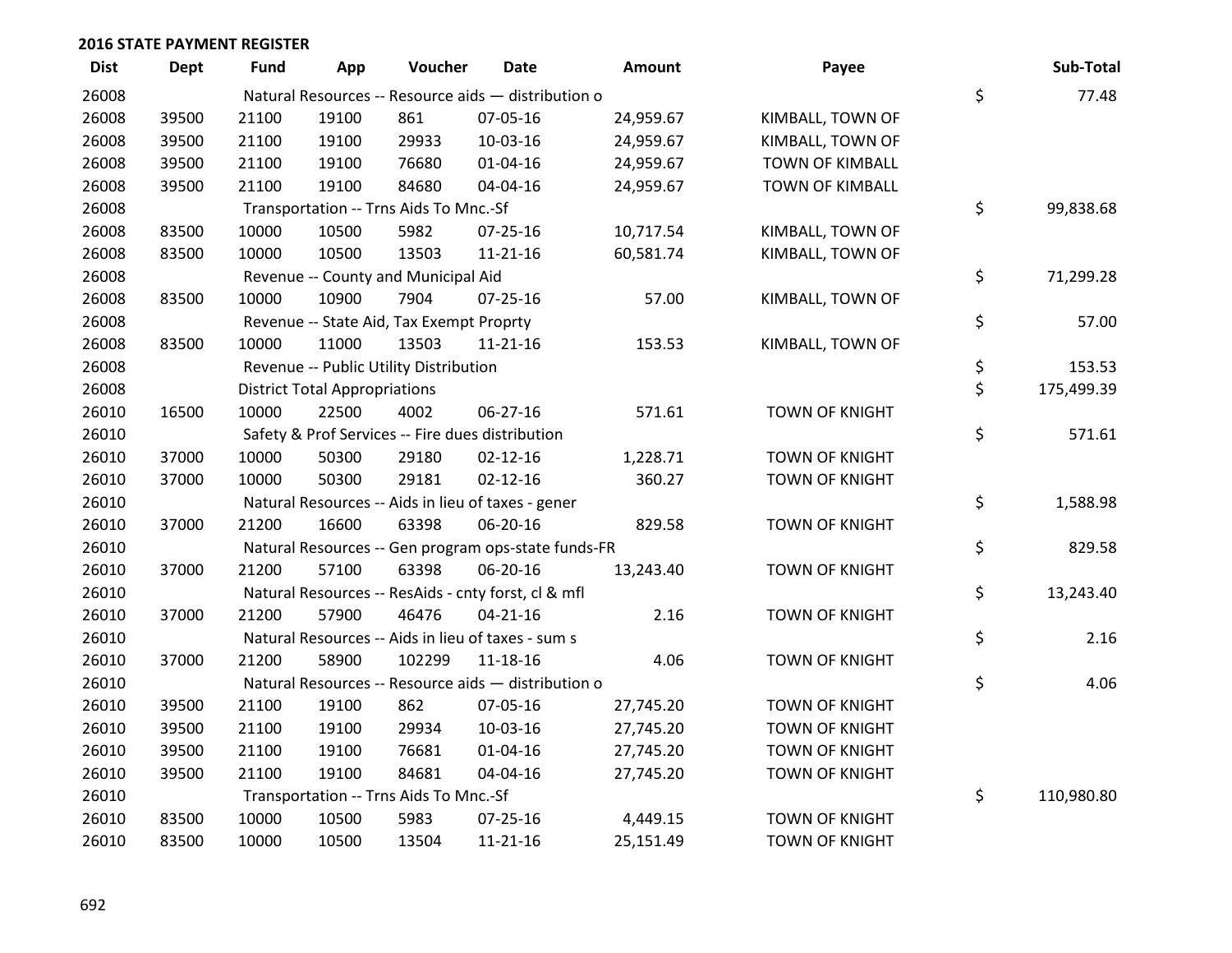## 2016 STATE PAYMENT REGISTER

| Dist | Dept | Fund | App | Voucher | Date | Amount | Payee | Sub-Total |
|---|---|---|---|---|---|---|---|---|
| 26008 | | Natural Resources -- Resource aids — distribution o | | | | | | $ 77.48 |
| 26008 | 39500 | 21100 | 19100 | 861 | 07-05-16 | 24,959.67 | KIMBALL, TOWN OF | |
| 26008 | 39500 | 21100 | 19100 | 29933 | 10-03-16 | 24,959.67 | KIMBALL, TOWN OF | |
| 26008 | 39500 | 21100 | 19100 | 76680 | 01-04-16 | 24,959.67 | TOWN OF KIMBALL | |
| 26008 | 39500 | 21100 | 19100 | 84680 | 04-04-16 | 24,959.67 | TOWN OF KIMBALL | |
| 26008 | | Transportation -- Trns Aids To Mnc.-Sf | | | | | | $ 99,838.68 |
| 26008 | 83500 | 10000 | 10500 | 5982 | 07-25-16 | 10,717.54 | KIMBALL, TOWN OF | |
| 26008 | 83500 | 10000 | 10500 | 13503 | 11-21-16 | 60,581.74 | KIMBALL, TOWN OF | |
| 26008 | | Revenue -- County and Municipal Aid | | | | | | $ 71,299.28 |
| 26008 | 83500 | 10000 | 10900 | 7904 | 07-25-16 | 57.00 | KIMBALL, TOWN OF | |
| 26008 | | Revenue -- State Aid, Tax Exempt Proprty | | | | | | $ 57.00 |
| 26008 | 83500 | 10000 | 11000 | 13503 | 11-21-16 | 153.53 | KIMBALL, TOWN OF | |
| 26008 | | Revenue -- Public Utility Distribution | | | | | | $ 153.53 |
| 26008 | | District Total Appropriations | | | | | | $ 175,499.39 |
| 26010 | 16500 | 10000 | 22500 | 4002 | 06-27-16 | 571.61 | TOWN OF KNIGHT | |
| 26010 | | Safety & Prof Services -- Fire dues distribution | | | | | | $ 571.61 |
| 26010 | 37000 | 10000 | 50300 | 29180 | 02-12-16 | 1,228.71 | TOWN OF KNIGHT | |
| 26010 | 37000 | 10000 | 50300 | 29181 | 02-12-16 | 360.27 | TOWN OF KNIGHT | |
| 26010 | | Natural Resources -- Aids in lieu of taxes - gener | | | | | | $ 1,588.98 |
| 26010 | 37000 | 21200 | 16600 | 63398 | 06-20-16 | 829.58 | TOWN OF KNIGHT | |
| 26010 | | Natural Resources -- Gen program ops-state funds-FR | | | | | | $ 829.58 |
| 26010 | 37000 | 21200 | 57100 | 63398 | 06-20-16 | 13,243.40 | TOWN OF KNIGHT | |
| 26010 | | Natural Resources -- ResAids - cnty forst, cl & mfl | | | | | | $ 13,243.40 |
| 26010 | 37000 | 21200 | 57900 | 46476 | 04-21-16 | 2.16 | TOWN OF KNIGHT | |
| 26010 | | Natural Resources -- Aids in lieu of taxes - sum s | | | | | | $ 2.16 |
| 26010 | 37000 | 21200 | 58900 | 102299 | 11-18-16 | 4.06 | TOWN OF KNIGHT | |
| 26010 | | Natural Resources -- Resource aids — distribution o | | | | | | $ 4.06 |
| 26010 | 39500 | 21100 | 19100 | 862 | 07-05-16 | 27,745.20 | TOWN OF KNIGHT | |
| 26010 | 39500 | 21100 | 19100 | 29934 | 10-03-16 | 27,745.20 | TOWN OF KNIGHT | |
| 26010 | 39500 | 21100 | 19100 | 76681 | 01-04-16 | 27,745.20 | TOWN OF KNIGHT | |
| 26010 | 39500 | 21100 | 19100 | 84681 | 04-04-16 | 27,745.20 | TOWN OF KNIGHT | |
| 26010 | | Transportation -- Trns Aids To Mnc.-Sf | | | | | | $ 110,980.80 |
| 26010 | 83500 | 10000 | 10500 | 5983 | 07-25-16 | 4,449.15 | TOWN OF KNIGHT | |
| 26010 | 83500 | 10000 | 10500 | 13504 | 11-21-16 | 25,151.49 | TOWN OF KNIGHT | |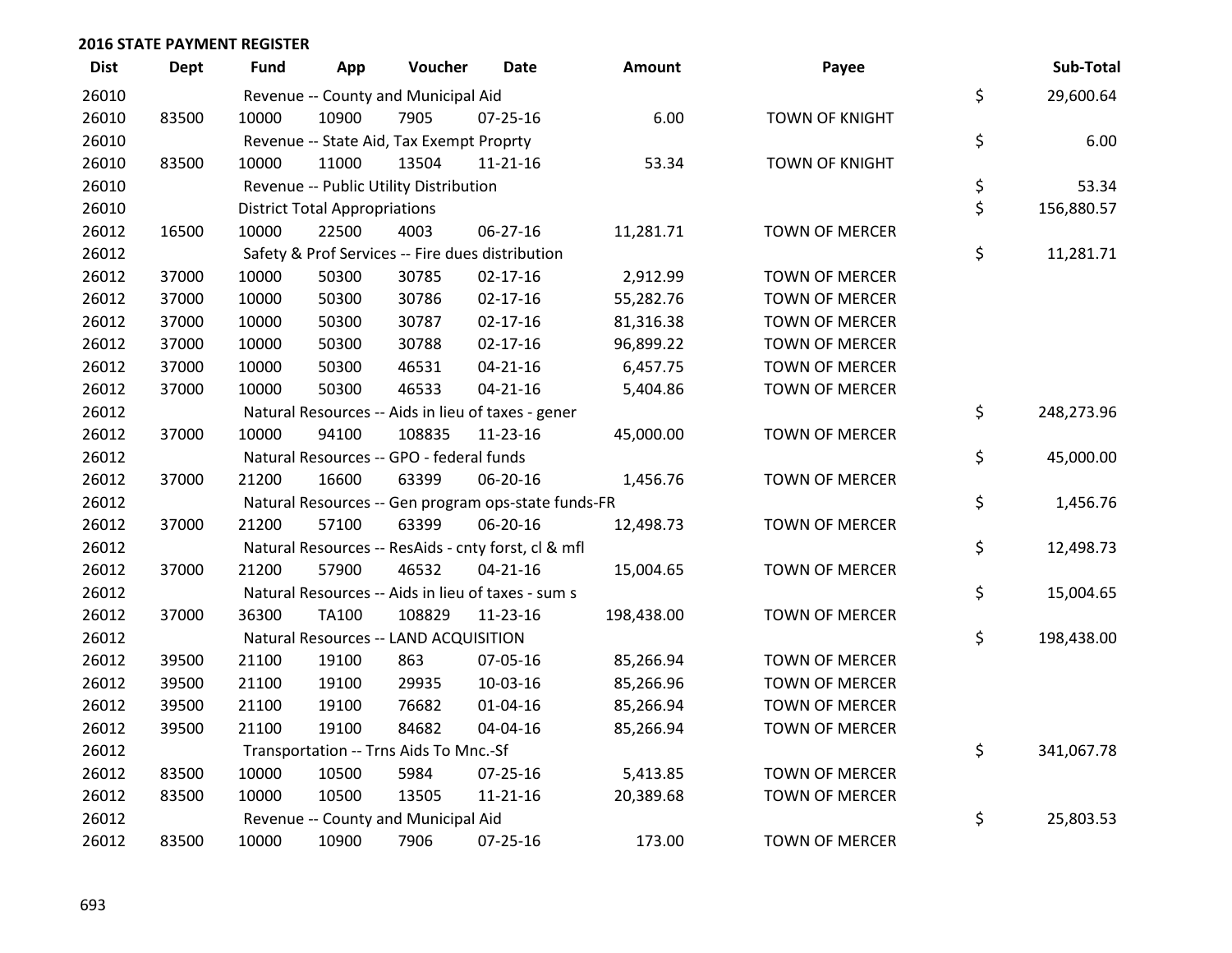## 2016 STATE PAYMENT REGISTER

| Dist | Dept | Fund | App | Voucher | Date | Amount | Payee | | Sub-Total |
|---|---|---|---|---|---|---|---|---|---|
| 26010 | | Revenue -- County and Municipal Aid | | | | | | $ | 29,600.64 |
| 26010 | 83500 | 10000 | 10900 | 7905 | 07-25-16 | 6.00 | TOWN OF KNIGHT | | |
| 26010 | | Revenue -- State Aid, Tax Exempt Proprty | | | | | | $ | 6.00 |
| 26010 | 83500 | 10000 | 11000 | 13504 | 11-21-16 | 53.34 | TOWN OF KNIGHT | | |
| 26010 | | Revenue -- Public Utility Distribution | | | | | | $ | 53.34 |
| 26010 | | District Total Appropriations | | | | | | $ | 156,880.57 |
| 26012 | 16500 | 10000 | 22500 | 4003 | 06-27-16 | 11,281.71 | TOWN OF MERCER | | |
| 26012 | | Safety & Prof Services -- Fire dues distribution | | | | | | $ | 11,281.71 |
| 26012 | 37000 | 10000 | 50300 | 30785 | 02-17-16 | 2,912.99 | TOWN OF MERCER | | |
| 26012 | 37000 | 10000 | 50300 | 30786 | 02-17-16 | 55,282.76 | TOWN OF MERCER | | |
| 26012 | 37000 | 10000 | 50300 | 30787 | 02-17-16 | 81,316.38 | TOWN OF MERCER | | |
| 26012 | 37000 | 10000 | 50300 | 30788 | 02-17-16 | 96,899.22 | TOWN OF MERCER | | |
| 26012 | 37000 | 10000 | 50300 | 46531 | 04-21-16 | 6,457.75 | TOWN OF MERCER | | |
| 26012 | 37000 | 10000 | 50300 | 46533 | 04-21-16 | 5,404.86 | TOWN OF MERCER | | |
| 26012 | | Natural Resources -- Aids in lieu of taxes - gener | | | | | | $ | 248,273.96 |
| 26012 | 37000 | 10000 | 94100 | 108835 | 11-23-16 | 45,000.00 | TOWN OF MERCER | | |
| 26012 | | Natural Resources -- GPO - federal funds | | | | | | $ | 45,000.00 |
| 26012 | 37000 | 21200 | 16600 | 63399 | 06-20-16 | 1,456.76 | TOWN OF MERCER | | |
| 26012 | | Natural Resources -- Gen program ops-state funds-FR | | | | | | $ | 1,456.76 |
| 26012 | 37000 | 21200 | 57100 | 63399 | 06-20-16 | 12,498.73 | TOWN OF MERCER | | |
| 26012 | | Natural Resources -- ResAids - cnty forst, cl & mfl | | | | | | $ | 12,498.73 |
| 26012 | 37000 | 21200 | 57900 | 46532 | 04-21-16 | 15,004.65 | TOWN OF MERCER | | |
| 26012 | | Natural Resources -- Aids in lieu of taxes - sum s | | | | | | $ | 15,004.65 |
| 26012 | 37000 | 36300 | TA100 | 108829 | 11-23-16 | 198,438.00 | TOWN OF MERCER | | |
| 26012 | | Natural Resources -- LAND ACQUISITION | | | | | | $ | 198,438.00 |
| 26012 | 39500 | 21100 | 19100 | 863 | 07-05-16 | 85,266.94 | TOWN OF MERCER | | |
| 26012 | 39500 | 21100 | 19100 | 29935 | 10-03-16 | 85,266.96 | TOWN OF MERCER | | |
| 26012 | 39500 | 21100 | 19100 | 76682 | 01-04-16 | 85,266.94 | TOWN OF MERCER | | |
| 26012 | 39500 | 21100 | 19100 | 84682 | 04-04-16 | 85,266.94 | TOWN OF MERCER | | |
| 26012 | | Transportation -- Trns Aids To Mnc.-Sf | | | | | | $ | 341,067.78 |
| 26012 | 83500 | 10000 | 10500 | 5984 | 07-25-16 | 5,413.85 | TOWN OF MERCER | | |
| 26012 | 83500 | 10000 | 10500 | 13505 | 11-21-16 | 20,389.68 | TOWN OF MERCER | | |
| 26012 | | Revenue -- County and Municipal Aid | | | | | | $ | 25,803.53 |
| 26012 | 83500 | 10000 | 10900 | 7906 | 07-25-16 | 173.00 | TOWN OF MERCER | | |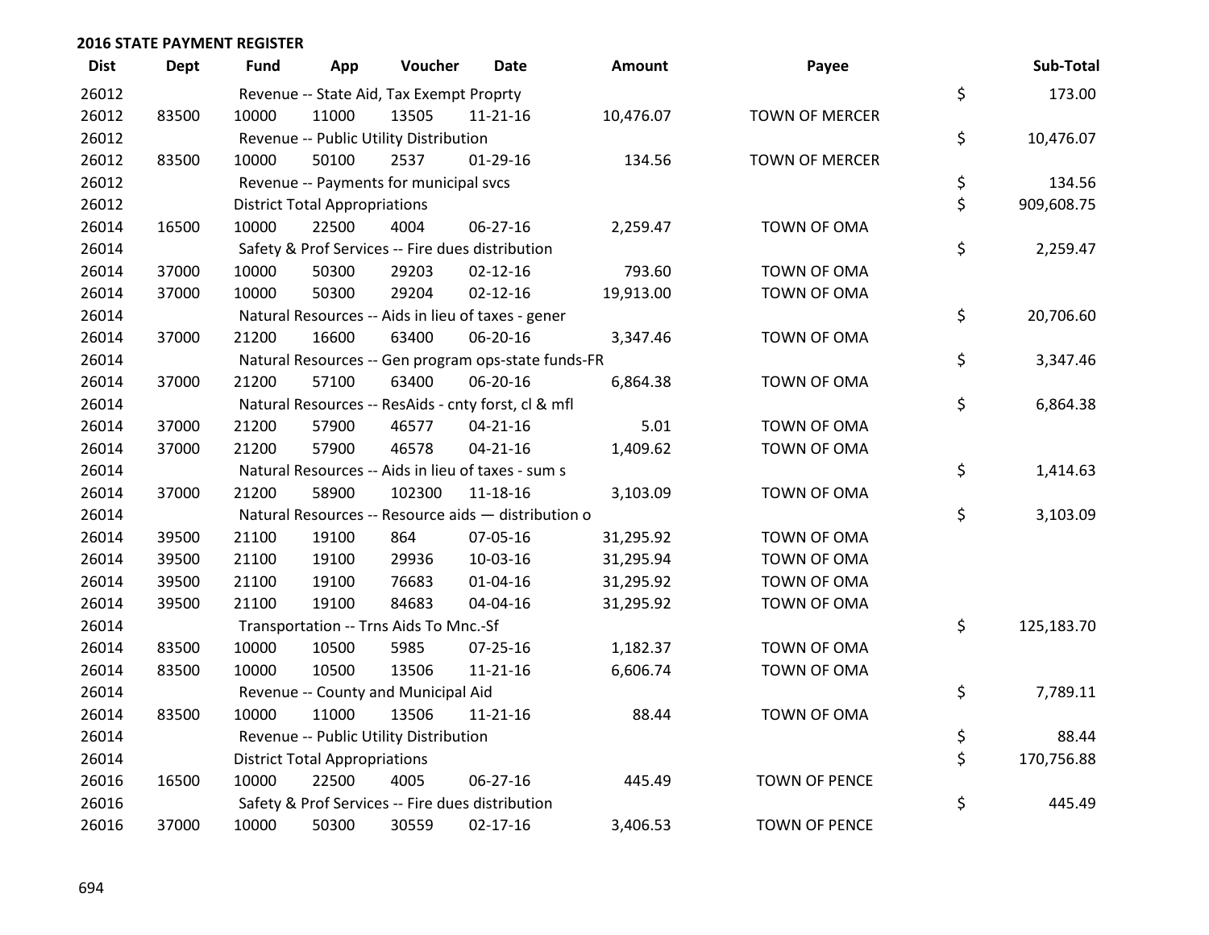**2016 STATE PAYMENT REGISTER**

| Dist | Dept | Fund | App | Voucher | Date | Amount | Payee | Sub-Total |
|---|---|---|---|---|---|---|---|---|
| 26012 | | Revenue -- State Aid, Tax Exempt Proprty | | | | | | $ 173.00 |
| 26012 | 83500 | 10000 | 11000 | 13505 | 11-21-16 | 10,476.07 | TOWN OF MERCER | |
| 26012 | | Revenue -- Public Utility Distribution | | | | | | $ 10,476.07 |
| 26012 | 83500 | 10000 | 50100 | 2537 | 01-29-16 | 134.56 | TOWN OF MERCER | |
| 26012 | | Revenue -- Payments for municipal svcs | | | | | | $ 134.56 |
| 26012 | | District Total Appropriations | | | | | | $ 909,608.75 |
| 26014 | 16500 | 10000 | 22500 | 4004 | 06-27-16 | 2,259.47 | TOWN OF OMA | |
| 26014 | | Safety & Prof Services -- Fire dues distribution | | | | | | $ 2,259.47 |
| 26014 | 37000 | 10000 | 50300 | 29203 | 02-12-16 | 793.60 | TOWN OF OMA | |
| 26014 | 37000 | 10000 | 50300 | 29204 | 02-12-16 | 19,913.00 | TOWN OF OMA | |
| 26014 | | Natural Resources -- Aids in lieu of taxes - gener | | | | | | $ 20,706.60 |
| 26014 | 37000 | 21200 | 16600 | 63400 | 06-20-16 | 3,347.46 | TOWN OF OMA | |
| 26014 | | Natural Resources -- Gen program ops-state funds-FR | | | | | | $ 3,347.46 |
| 26014 | 37000 | 21200 | 57100 | 63400 | 06-20-16 | 6,864.38 | TOWN OF OMA | |
| 26014 | | Natural Resources -- ResAids - cnty forst, cl & mfl | | | | | | $ 6,864.38 |
| 26014 | 37000 | 21200 | 57900 | 46577 | 04-21-16 | 5.01 | TOWN OF OMA | |
| 26014 | 37000 | 21200 | 57900 | 46578 | 04-21-16 | 1,409.62 | TOWN OF OMA | |
| 26014 | | Natural Resources -- Aids in lieu of taxes - sum s | | | | | | $ 1,414.63 |
| 26014 | 37000 | 21200 | 58900 | 102300 | 11-18-16 | 3,103.09 | TOWN OF OMA | |
| 26014 | | Natural Resources -- Resource aids — distribution o | | | | | | $ 3,103.09 |
| 26014 | 39500 | 21100 | 19100 | 864 | 07-05-16 | 31,295.92 | TOWN OF OMA | |
| 26014 | 39500 | 21100 | 19100 | 29936 | 10-03-16 | 31,295.94 | TOWN OF OMA | |
| 26014 | 39500 | 21100 | 19100 | 76683 | 01-04-16 | 31,295.92 | TOWN OF OMA | |
| 26014 | 39500 | 21100 | 19100 | 84683 | 04-04-16 | 31,295.92 | TOWN OF OMA | |
| 26014 | | Transportation -- Trns Aids To Mnc.-Sf | | | | | | $ 125,183.70 |
| 26014 | 83500 | 10000 | 10500 | 5985 | 07-25-16 | 1,182.37 | TOWN OF OMA | |
| 26014 | 83500 | 10000 | 10500 | 13506 | 11-21-16 | 6,606.74 | TOWN OF OMA | |
| 26014 | | Revenue -- County and Municipal Aid | | | | | | $ 7,789.11 |
| 26014 | 83500 | 10000 | 11000 | 13506 | 11-21-16 | 88.44 | TOWN OF OMA | |
| 26014 | | Revenue -- Public Utility Distribution | | | | | | $ 88.44 |
| 26014 | | District Total Appropriations | | | | | | $ 170,756.88 |
| 26016 | 16500 | 10000 | 22500 | 4005 | 06-27-16 | 445.49 | TOWN OF PENCE | |
| 26016 | | Safety & Prof Services -- Fire dues distribution | | | | | | $ 445.49 |
| 26016 | 37000 | 10000 | 50300 | 30559 | 02-17-16 | 3,406.53 | TOWN OF PENCE | |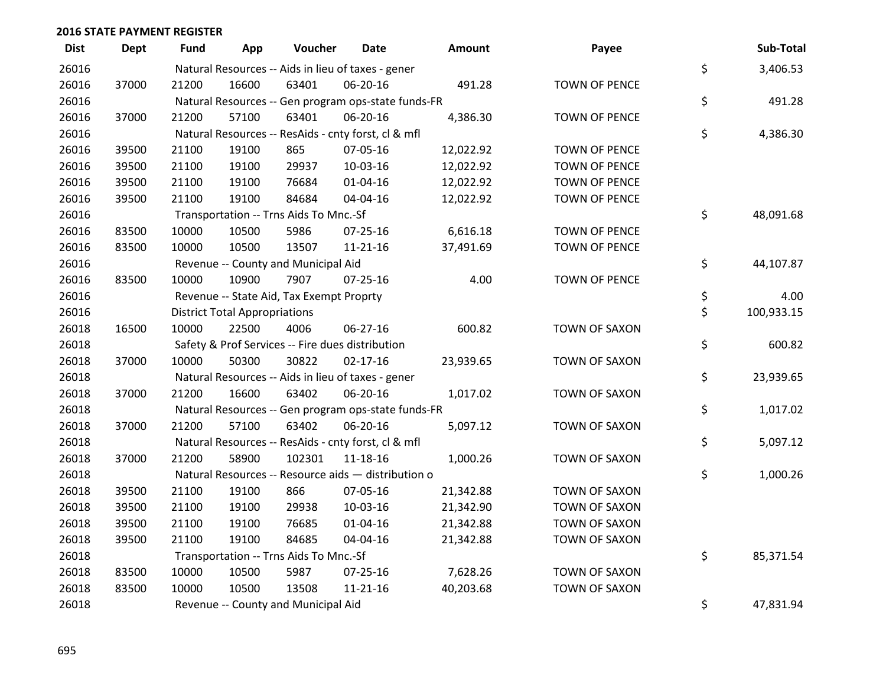## 2016 STATE PAYMENT REGISTER

| Dist | Dept | Fund | App | Voucher | Date | Amount | Payee | Sub-Total |
|---|---|---|---|---|---|---|---|---|
| 26016 | | Natural Resources -- Aids in lieu of taxes - gener | | | | | | $ 3,406.53 |
| 26016 | 37000 | 21200 | 16600 | 63401 | 06-20-16 | 491.28 | TOWN OF PENCE | |
| 26016 | | Natural Resources -- Gen program ops-state funds-FR | | | | | | $ 491.28 |
| 26016 | 37000 | 21200 | 57100 | 63401 | 06-20-16 | 4,386.30 | TOWN OF PENCE | |
| 26016 | | Natural Resources -- ResAids - cnty forst, cl & mfl | | | | | | $ 4,386.30 |
| 26016 | 39500 | 21100 | 19100 | 865 | 07-05-16 | 12,022.92 | TOWN OF PENCE | |
| 26016 | 39500 | 21100 | 19100 | 29937 | 10-03-16 | 12,022.92 | TOWN OF PENCE | |
| 26016 | 39500 | 21100 | 19100 | 76684 | 01-04-16 | 12,022.92 | TOWN OF PENCE | |
| 26016 | 39500 | 21100 | 19100 | 84684 | 04-04-16 | 12,022.92 | TOWN OF PENCE | |
| 26016 | | Transportation -- Trns Aids To Mnc.-Sf | | | | | | $ 48,091.68 |
| 26016 | 83500 | 10000 | 10500 | 5986 | 07-25-16 | 6,616.18 | TOWN OF PENCE | |
| 26016 | 83500 | 10000 | 10500 | 13507 | 11-21-16 | 37,491.69 | TOWN OF PENCE | |
| 26016 | | Revenue -- County and Municipal Aid | | | | | | $ 44,107.87 |
| 26016 | 83500 | 10000 | 10900 | 7907 | 07-25-16 | 4.00 | TOWN OF PENCE | |
| 26016 | | Revenue -- State Aid, Tax Exempt Proprty | | | | | | $ 4.00 |
| 26016 | | District Total Appropriations | | | | | | $ 100,933.15 |
| 26018 | 16500 | 10000 | 22500 | 4006 | 06-27-16 | 600.82 | TOWN OF SAXON | |
| 26018 | | Safety & Prof Services -- Fire dues distribution | | | | | | $ 600.82 |
| 26018 | 37000 | 10000 | 50300 | 30822 | 02-17-16 | 23,939.65 | TOWN OF SAXON | |
| 26018 | | Natural Resources -- Aids in lieu of taxes - gener | | | | | | $ 23,939.65 |
| 26018 | 37000 | 21200 | 16600 | 63402 | 06-20-16 | 1,017.02 | TOWN OF SAXON | |
| 26018 | | Natural Resources -- Gen program ops-state funds-FR | | | | | | $ 1,017.02 |
| 26018 | 37000 | 21200 | 57100 | 63402 | 06-20-16 | 5,097.12 | TOWN OF SAXON | |
| 26018 | | Natural Resources -- ResAids - cnty forst, cl & mfl | | | | | | $ 5,097.12 |
| 26018 | 37000 | 21200 | 58900 | 102301 | 11-18-16 | 1,000.26 | TOWN OF SAXON | |
| 26018 | | Natural Resources -- Resource aids — distribution o | | | | | | $ 1,000.26 |
| 26018 | 39500 | 21100 | 19100 | 866 | 07-05-16 | 21,342.88 | TOWN OF SAXON | |
| 26018 | 39500 | 21100 | 19100 | 29938 | 10-03-16 | 21,342.90 | TOWN OF SAXON | |
| 26018 | 39500 | 21100 | 19100 | 76685 | 01-04-16 | 21,342.88 | TOWN OF SAXON | |
| 26018 | 39500 | 21100 | 19100 | 84685 | 04-04-16 | 21,342.88 | TOWN OF SAXON | |
| 26018 | | Transportation -- Trns Aids To Mnc.-Sf | | | | | | $ 85,371.54 |
| 26018 | 83500 | 10000 | 10500 | 5987 | 07-25-16 | 7,628.26 | TOWN OF SAXON | |
| 26018 | 83500 | 10000 | 10500 | 13508 | 11-21-16 | 40,203.68 | TOWN OF SAXON | |
| 26018 | | Revenue -- County and Municipal Aid | | | | | | $ 47,831.94 |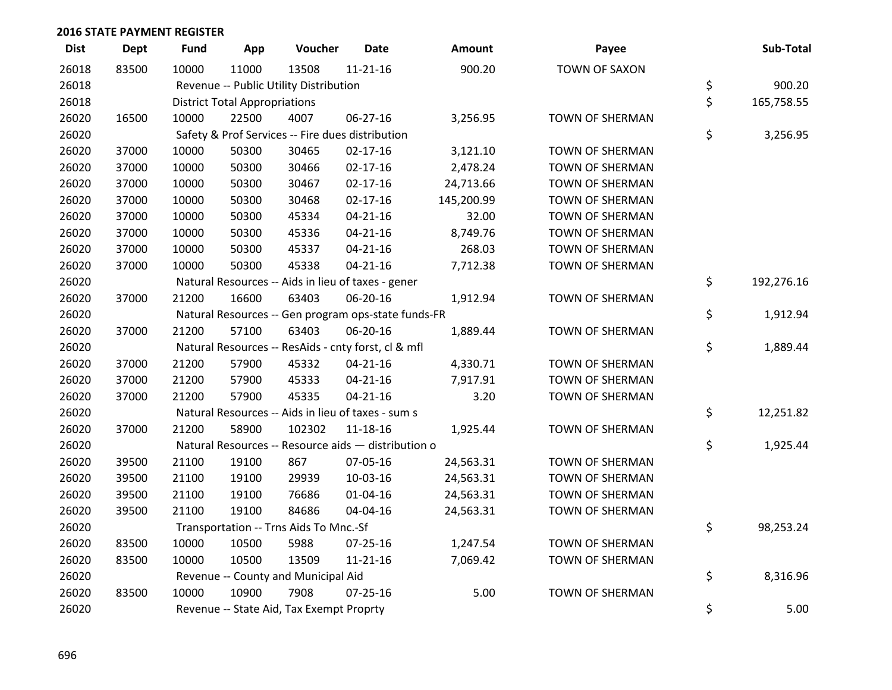## 2016 STATE PAYMENT REGISTER

| Dist | Dept | Fund | App | Voucher | Date | Amount | Payee | Sub-Total |
|---|---|---|---|---|---|---|---|---|
| 26018 | 83500 | 10000 | 11000 | 13508 | 11-21-16 | 900.20 | TOWN OF SAXON | |
| 26018 | | Revenue -- Public Utility Distribution | | | | | | $ 900.20 |
| 26018 | | District Total Appropriations | | | | | | $ 165,758.55 |
| 26020 | 16500 | 10000 | 22500 | 4007 | 06-27-16 | 3,256.95 | TOWN OF SHERMAN | |
| 26020 | | Safety & Prof Services -- Fire dues distribution | | | | | | $ 3,256.95 |
| 26020 | 37000 | 10000 | 50300 | 30465 | 02-17-16 | 3,121.10 | TOWN OF SHERMAN | |
| 26020 | 37000 | 10000 | 50300 | 30466 | 02-17-16 | 2,478.24 | TOWN OF SHERMAN | |
| 26020 | 37000 | 10000 | 50300 | 30467 | 02-17-16 | 24,713.66 | TOWN OF SHERMAN | |
| 26020 | 37000 | 10000 | 50300 | 30468 | 02-17-16 | 145,200.99 | TOWN OF SHERMAN | |
| 26020 | 37000 | 10000 | 50300 | 45334 | 04-21-16 | 32.00 | TOWN OF SHERMAN | |
| 26020 | 37000 | 10000 | 50300 | 45336 | 04-21-16 | 8,749.76 | TOWN OF SHERMAN | |
| 26020 | 37000 | 10000 | 50300 | 45337 | 04-21-16 | 268.03 | TOWN OF SHERMAN | |
| 26020 | 37000 | 10000 | 50300 | 45338 | 04-21-16 | 7,712.38 | TOWN OF SHERMAN | |
| 26020 | | Natural Resources -- Aids in lieu of taxes - gener | | | | | | $ 192,276.16 |
| 26020 | 37000 | 21200 | 16600 | 63403 | 06-20-16 | 1,912.94 | TOWN OF SHERMAN | |
| 26020 | | Natural Resources -- Gen program ops-state funds-FR | | | | | | $ 1,912.94 |
| 26020 | 37000 | 21200 | 57100 | 63403 | 06-20-16 | 1,889.44 | TOWN OF SHERMAN | |
| 26020 | | Natural Resources -- ResAids - cnty forst, cl & mfl | | | | | | $ 1,889.44 |
| 26020 | 37000 | 21200 | 57900 | 45332 | 04-21-16 | 4,330.71 | TOWN OF SHERMAN | |
| 26020 | 37000 | 21200 | 57900 | 45333 | 04-21-16 | 7,917.91 | TOWN OF SHERMAN | |
| 26020 | 37000 | 21200 | 57900 | 45335 | 04-21-16 | 3.20 | TOWN OF SHERMAN | |
| 26020 | | Natural Resources -- Aids in lieu of taxes - sum s | | | | | | $ 12,251.82 |
| 26020 | 37000 | 21200 | 58900 | 102302 | 11-18-16 | 1,925.44 | TOWN OF SHERMAN | |
| 26020 | | Natural Resources -- Resource aids — distribution o | | | | | | $ 1,925.44 |
| 26020 | 39500 | 21100 | 19100 | 867 | 07-05-16 | 24,563.31 | TOWN OF SHERMAN | |
| 26020 | 39500 | 21100 | 19100 | 29939 | 10-03-16 | 24,563.31 | TOWN OF SHERMAN | |
| 26020 | 39500 | 21100 | 19100 | 76686 | 01-04-16 | 24,563.31 | TOWN OF SHERMAN | |
| 26020 | 39500 | 21100 | 19100 | 84686 | 04-04-16 | 24,563.31 | TOWN OF SHERMAN | |
| 26020 | | Transportation -- Trns Aids To Mnc.-Sf | | | | | | $ 98,253.24 |
| 26020 | 83500 | 10000 | 10500 | 5988 | 07-25-16 | 1,247.54 | TOWN OF SHERMAN | |
| 26020 | 83500 | 10000 | 10500 | 13509 | 11-21-16 | 7,069.42 | TOWN OF SHERMAN | |
| 26020 | | Revenue -- County and Municipal Aid | | | | | | $ 8,316.96 |
| 26020 | 83500 | 10000 | 10900 | 7908 | 07-25-16 | 5.00 | TOWN OF SHERMAN | |
| 26020 | | Revenue -- State Aid, Tax Exempt Proprty | | | | | | $ 5.00 |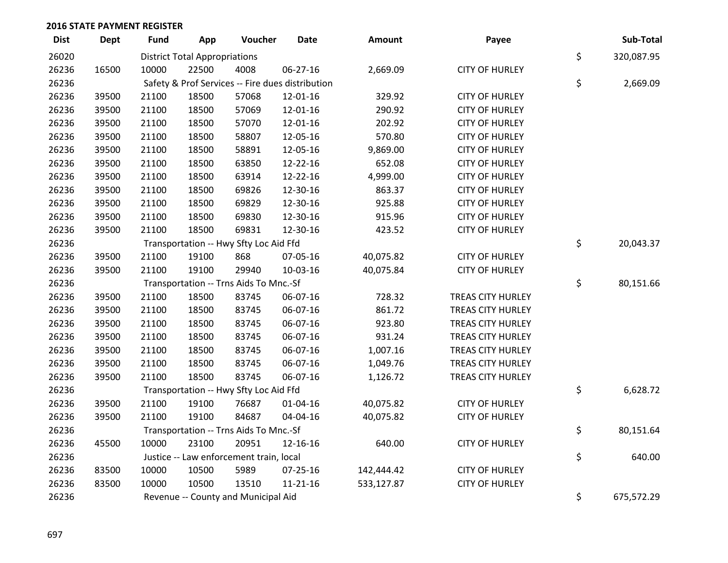## 2016 STATE PAYMENT REGISTER

| Dist | Dept | Fund | App | Voucher | Date | Amount | Payee | | Sub-Total |
|---|---|---|---|---|---|---|---|---|---|
| 26020 | | District Total Appropriations | | | | | | $ | 320,087.95 |
| 26236 | 16500 | 10000 | 22500 | 4008 | 06-27-16 | 2,669.09 | CITY OF HURLEY | | |
| 26236 | | Safety & Prof Services -- Fire dues distribution | | | | | | $ | 2,669.09 |
| 26236 | 39500 | 21100 | 18500 | 57068 | 12-01-16 | 329.92 | CITY OF HURLEY | | |
| 26236 | 39500 | 21100 | 18500 | 57069 | 12-01-16 | 290.92 | CITY OF HURLEY | | |
| 26236 | 39500 | 21100 | 18500 | 57070 | 12-01-16 | 202.92 | CITY OF HURLEY | | |
| 26236 | 39500 | 21100 | 18500 | 58807 | 12-05-16 | 570.80 | CITY OF HURLEY | | |
| 26236 | 39500 | 21100 | 18500 | 58891 | 12-05-16 | 9,869.00 | CITY OF HURLEY | | |
| 26236 | 39500 | 21100 | 18500 | 63850 | 12-22-16 | 652.08 | CITY OF HURLEY | | |
| 26236 | 39500 | 21100 | 18500 | 63914 | 12-22-16 | 4,999.00 | CITY OF HURLEY | | |
| 26236 | 39500 | 21100 | 18500 | 69826 | 12-30-16 | 863.37 | CITY OF HURLEY | | |
| 26236 | 39500 | 21100 | 18500 | 69829 | 12-30-16 | 925.88 | CITY OF HURLEY | | |
| 26236 | 39500 | 21100 | 18500 | 69830 | 12-30-16 | 915.96 | CITY OF HURLEY | | |
| 26236 | 39500 | 21100 | 18500 | 69831 | 12-30-16 | 423.52 | CITY OF HURLEY | | |
| 26236 | | Transportation -- Hwy Sfty Loc Aid Ffd | | | | | | $ | 20,043.37 |
| 26236 | 39500 | 21100 | 19100 | 868 | 07-05-16 | 40,075.82 | CITY OF HURLEY | | |
| 26236 | 39500 | 21100 | 19100 | 29940 | 10-03-16 | 40,075.84 | CITY OF HURLEY | | |
| 26236 | | Transportation -- Trns Aids To Mnc.-Sf | | | | | | $ | 80,151.66 |
| 26236 | 39500 | 21100 | 18500 | 83745 | 06-07-16 | 728.32 | TREAS CITY HURLEY | | |
| 26236 | 39500 | 21100 | 18500 | 83745 | 06-07-16 | 861.72 | TREAS CITY HURLEY | | |
| 26236 | 39500 | 21100 | 18500 | 83745 | 06-07-16 | 923.80 | TREAS CITY HURLEY | | |
| 26236 | 39500 | 21100 | 18500 | 83745 | 06-07-16 | 931.24 | TREAS CITY HURLEY | | |
| 26236 | 39500 | 21100 | 18500 | 83745 | 06-07-16 | 1,007.16 | TREAS CITY HURLEY | | |
| 26236 | 39500 | 21100 | 18500 | 83745 | 06-07-16 | 1,049.76 | TREAS CITY HURLEY | | |
| 26236 | 39500 | 21100 | 18500 | 83745 | 06-07-16 | 1,126.72 | TREAS CITY HURLEY | | |
| 26236 | | Transportation -- Hwy Sfty Loc Aid Ffd | | | | | | $ | 6,628.72 |
| 26236 | 39500 | 21100 | 19100 | 76687 | 01-04-16 | 40,075.82 | CITY OF HURLEY | | |
| 26236 | 39500 | 21100 | 19100 | 84687 | 04-04-16 | 40,075.82 | CITY OF HURLEY | | |
| 26236 | | Transportation -- Trns Aids To Mnc.-Sf | | | | | | $ | 80,151.64 |
| 26236 | 45500 | 10000 | 23100 | 20951 | 12-16-16 | 640.00 | CITY OF HURLEY | | |
| 26236 | | Justice -- Law enforcement train, local | | | | | | $ | 640.00 |
| 26236 | 83500 | 10000 | 10500 | 5989 | 07-25-16 | 142,444.42 | CITY OF HURLEY | | |
| 26236 | 83500 | 10000 | 10500 | 13510 | 11-21-16 | 533,127.87 | CITY OF HURLEY | | |
| 26236 | | Revenue -- County and Municipal Aid | | | | | | $ | 675,572.29 |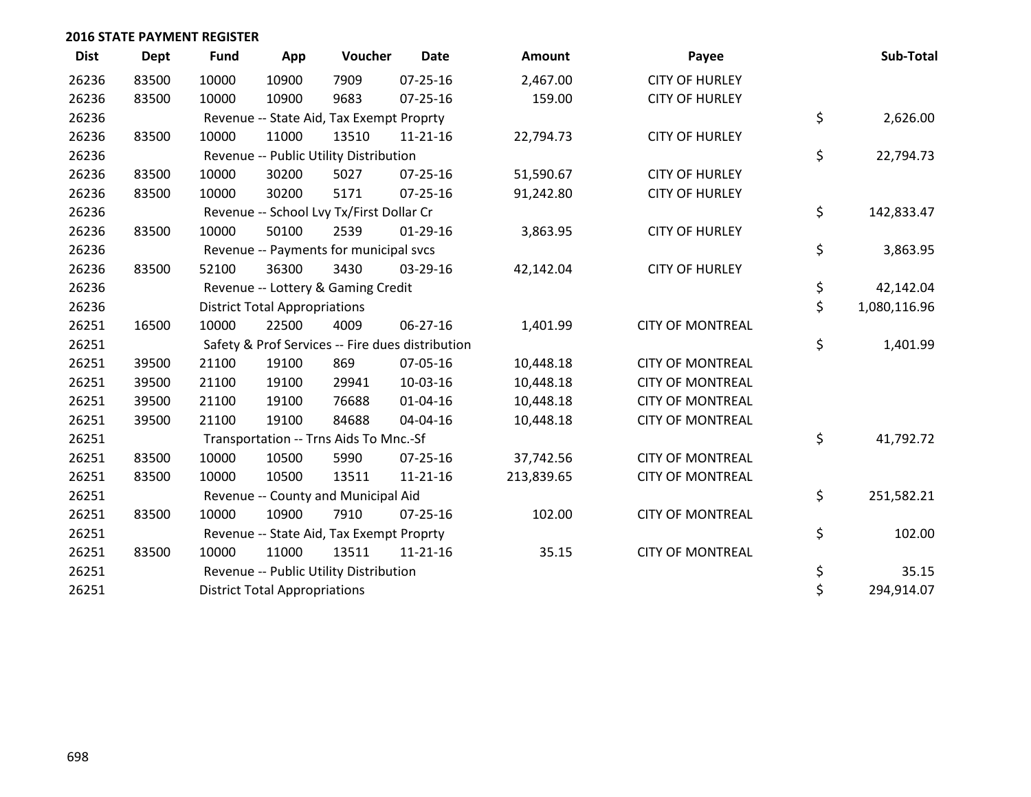## 2016 STATE PAYMENT REGISTER

| Dist | Dept | Fund | App | Voucher | Date | Amount | Payee | Sub-Total |
|---|---|---|---|---|---|---|---|---|
| 26236 | 83500 | 10000 | 10900 | 7909 | 07-25-16 | 2,467.00 | CITY OF HURLEY | |
| 26236 | 83500 | 10000 | 10900 | 9683 | 07-25-16 | 159.00 | CITY OF HURLEY | |
| 26236 | | Revenue -- State Aid, Tax Exempt Proprty | | | | | | $ 2,626.00 |
| 26236 | 83500 | 10000 | 11000 | 13510 | 11-21-16 | 22,794.73 | CITY OF HURLEY | |
| 26236 | | Revenue -- Public Utility Distribution | | | | | | $ 22,794.73 |
| 26236 | 83500 | 10000 | 30200 | 5027 | 07-25-16 | 51,590.67 | CITY OF HURLEY | |
| 26236 | 83500 | 10000 | 30200 | 5171 | 07-25-16 | 91,242.80 | CITY OF HURLEY | |
| 26236 | | Revenue -- School Lvy Tx/First Dollar Cr | | | | | | $ 142,833.47 |
| 26236 | 83500 | 10000 | 50100 | 2539 | 01-29-16 | 3,863.95 | CITY OF HURLEY | |
| 26236 | | Revenue -- Payments for municipal svcs | | | | | | $ 3,863.95 |
| 26236 | 83500 | 52100 | 36300 | 3430 | 03-29-16 | 42,142.04 | CITY OF HURLEY | |
| 26236 | | Revenue -- Lottery & Gaming Credit | | | | | | $ 42,142.04 |
| 26236 | | District Total Appropriations | | | | | | $ 1,080,116.96 |
| 26251 | 16500 | 10000 | 22500 | 4009 | 06-27-16 | 1,401.99 | CITY OF MONTREAL | |
| 26251 | | Safety & Prof Services -- Fire dues distribution | | | | | | $ 1,401.99 |
| 26251 | 39500 | 21100 | 19100 | 869 | 07-05-16 | 10,448.18 | CITY OF MONTREAL | |
| 26251 | 39500 | 21100 | 19100 | 29941 | 10-03-16 | 10,448.18 | CITY OF MONTREAL | |
| 26251 | 39500 | 21100 | 19100 | 76688 | 01-04-16 | 10,448.18 | CITY OF MONTREAL | |
| 26251 | 39500 | 21100 | 19100 | 84688 | 04-04-16 | 10,448.18 | CITY OF MONTREAL | |
| 26251 | | Transportation -- Trns Aids To Mnc.-Sf | | | | | | $ 41,792.72 |
| 26251 | 83500 | 10000 | 10500 | 5990 | 07-25-16 | 37,742.56 | CITY OF MONTREAL | |
| 26251 | 83500 | 10000 | 10500 | 13511 | 11-21-16 | 213,839.65 | CITY OF MONTREAL | |
| 26251 | | Revenue -- County and Municipal Aid | | | | | | $ 251,582.21 |
| 26251 | 83500 | 10000 | 10900 | 7910 | 07-25-16 | 102.00 | CITY OF MONTREAL | |
| 26251 | | Revenue -- State Aid, Tax Exempt Proprty | | | | | | $ 102.00 |
| 26251 | 83500 | 10000 | 11000 | 13511 | 11-21-16 | 35.15 | CITY OF MONTREAL | |
| 26251 | | Revenue -- Public Utility Distribution | | | | | | $ 35.15 |
| 26251 | | District Total Appropriations | | | | | | $ 294,914.07 |